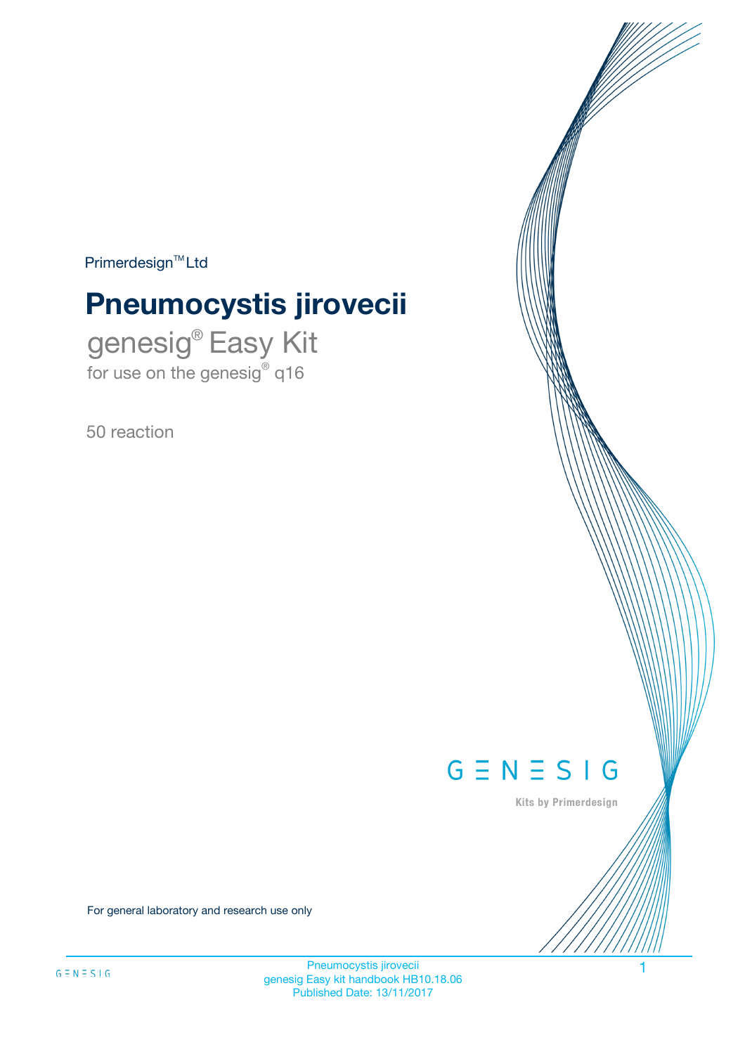Primerdesign™ Ltd

# Pneumocystis jirovecii

## genesig® Easy Kit

for use on the genesig® q16

50 reaction

GENESIG

Kits by Primerdesign

For general laboratory and research use only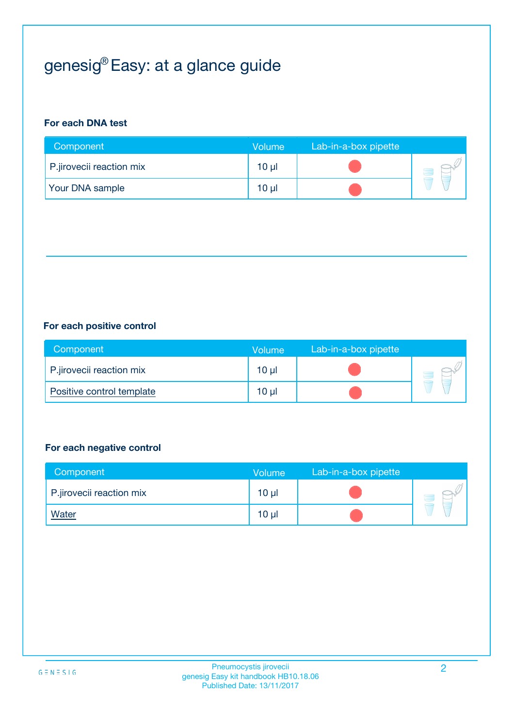# genesig® Easy: at a glance guide

**For each DNA test**

| Component | Volume | Lab-in-a-box pipette |
|---|---|---|
| P.jirovecii reaction mix | 10 µl | |
| Your DNA sample | 10 µl | |

**For each positive control**

| Component | Volume | Lab-in-a-box pipette |
|---|---|---|
| P.jirovecii reaction mix | 10 µl | |
| Positive control template | 10 µl | |

**For each negative control**

| Component | Volume | Lab-in-a-box pipette |
|---|---|---|
| P.jirovecii reaction mix | 10 µl | |
| Water | 10 µl | |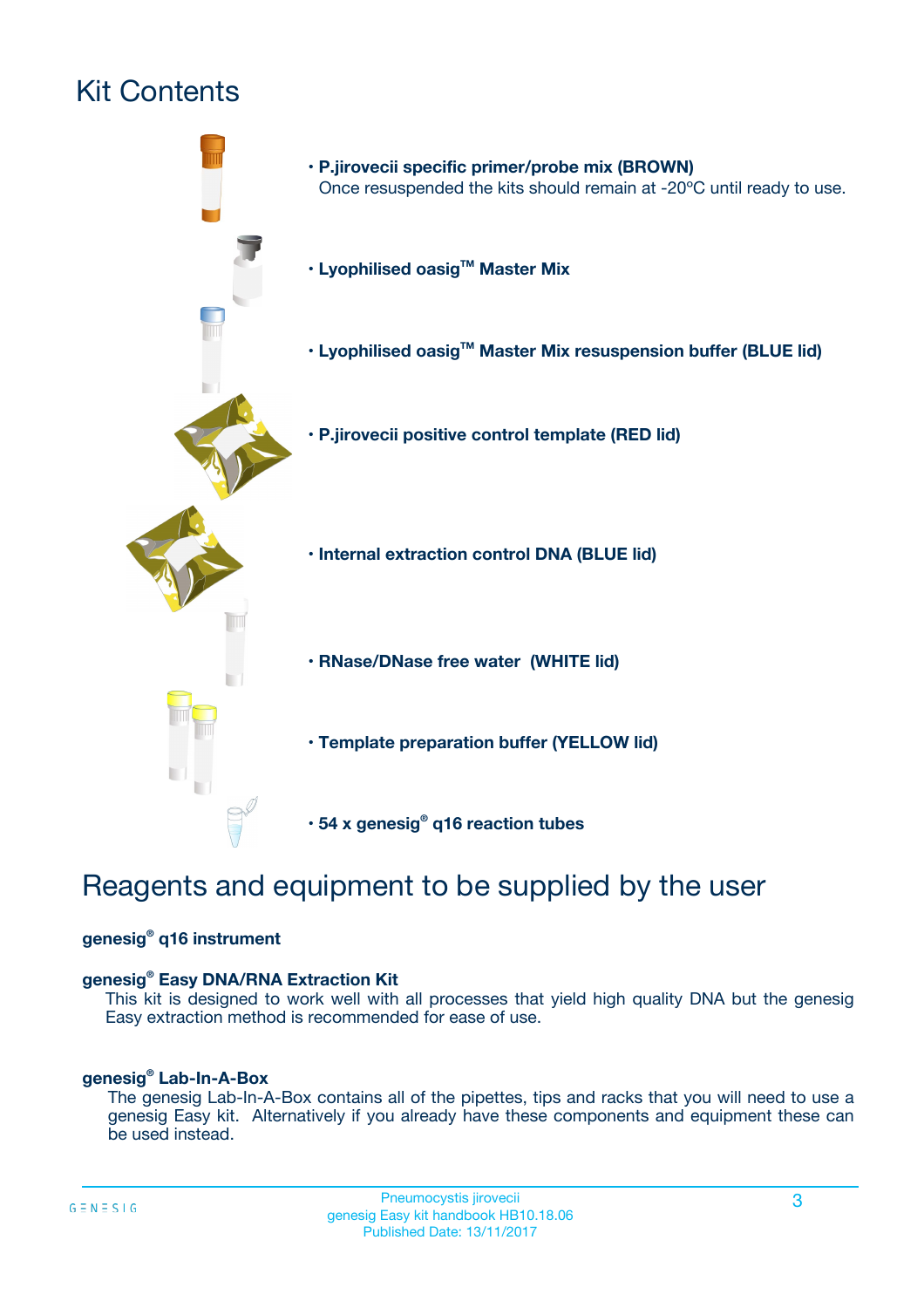# Kit Contents

- **P.jirovecii specific primer/probe mix (BROWN)**
  Once resuspended the kits should remain at -20ºC until ready to use.
- **Lyophilised oasig™ Master Mix**
- **Lyophilised oasig™ Master Mix resuspension buffer (BLUE lid)**
- **P.jirovecii positive control template (RED lid)**
- **Internal extraction control DNA (BLUE lid)**
- **RNase/DNase free water (WHITE lid)**
- **Template preparation buffer (YELLOW lid)**
- **54 x genesig® q16 reaction tubes**

# Reagents and equipment to be supplied by the user

**genesig® q16 instrument**

**genesig® Easy DNA/RNA Extraction Kit**
This kit is designed to work well with all processes that yield high quality DNA but the genesig Easy extraction method is recommended for ease of use.

**genesig® Lab-In-A-Box**
The genesig Lab-In-A-Box contains all of the pipettes, tips and racks that you will need to use a genesig Easy kit. Alternatively if you already have these components and equipment these can be used instead.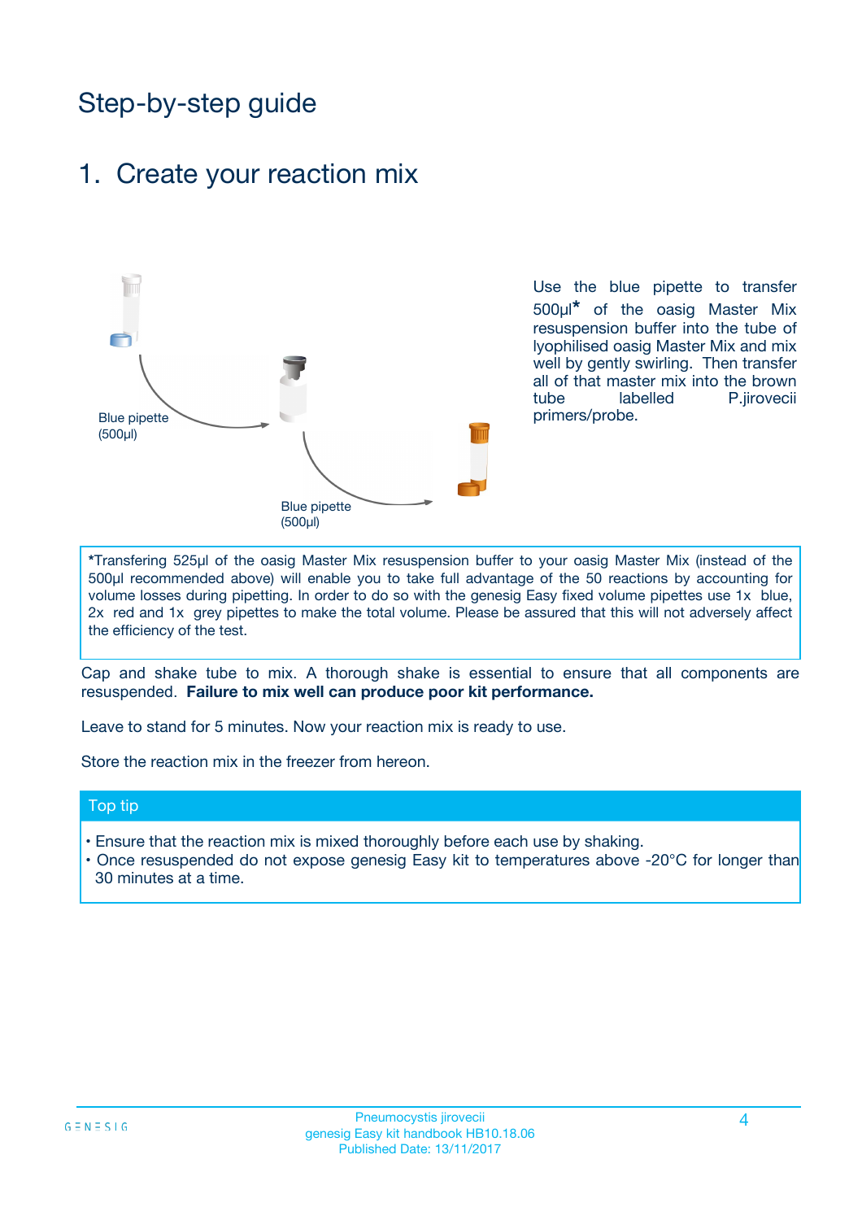# Step-by-step guide

## 1. Create your reaction mix

Blue pipette (500µl)

Blue pipette (500µl)

Use the blue pipette to transfer 500µl* of the oasig Master Mix resuspension buffer into the tube of lyophilised oasig Master Mix and mix well by gently swirling. Then transfer all of that master mix into the brown tube labelled P.jirovecii primers/probe.

*Transfering 525µl of the oasig Master Mix resuspension buffer to your oasig Master Mix (instead of the 500µl recommended above) will enable you to take full advantage of the 50 reactions by accounting for volume losses during pipetting. In order to do so with the genesig Easy fixed volume pipettes use 1x blue, 2x red and 1x grey pipettes to make the total volume. Please be assured that this will not adversely affect the efficiency of the test.

Cap and shake tube to mix. A thorough shake is essential to ensure that all components are resuspended. **Failure to mix well can produce poor kit performance.**

Leave to stand for 5 minutes. Now your reaction mix is ready to use.

Store the reaction mix in the freezer from hereon.

### Top tip

- Ensure that the reaction mix is mixed thoroughly before each use by shaking.
- Once resuspended do not expose genesig Easy kit to temperatures above -20°C for longer than 30 minutes at a time.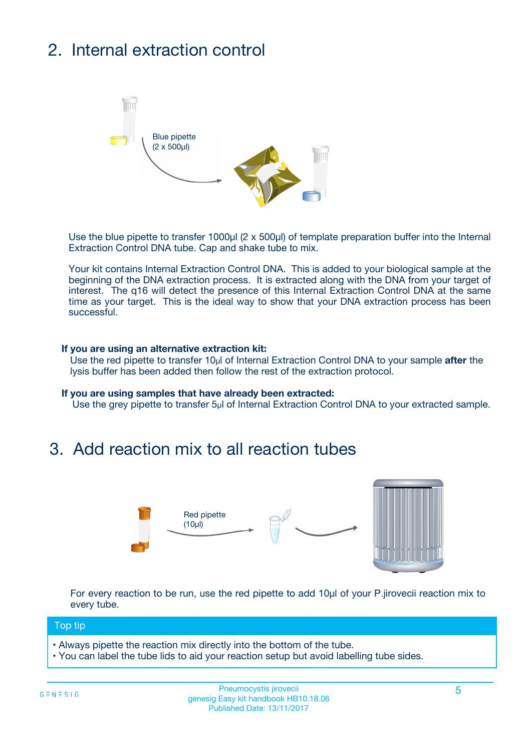## 2. Internal extraction control

Blue pipette
(2 x 500µl)

Use the blue pipette to transfer 1000µl (2 x 500µl) of template preparation buffer into the Internal Extraction Control DNA tube. Cap and shake tube to mix.

Your kit contains Internal Extraction Control DNA. This is added to your biological sample at the beginning of the DNA extraction process. It is extracted along with the DNA from your target of interest. The q16 will detect the presence of this Internal Extraction Control DNA at the same time as your target. This is the ideal way to show that your DNA extraction process has been successful.

**If you are using an alternative extraction kit:**
Use the red pipette to transfer 10µl of Internal Extraction Control DNA to your sample **after** the lysis buffer has been added then follow the rest of the extraction protocol.

**If you are using samples that have already been extracted:**
Use the grey pipette to transfer 5µl of Internal Extraction Control DNA to your extracted sample.

## 3. Add reaction mix to all reaction tubes

Red pipette
(10µl)

For every reaction to be run, use the red pipette to add 10µl of your P.jirovecii reaction mix to every tube.

**Top tip**

- Always pipette the reaction mix directly into the bottom of the tube.
- You can label the tube lids to aid your reaction setup but avoid labelling tube sides.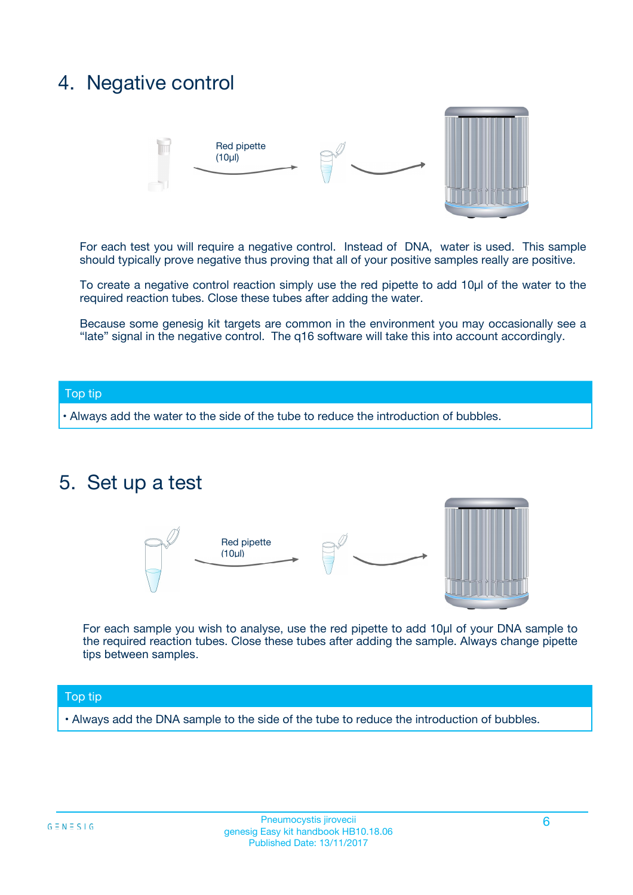# 4. Negative control

Red pipette (10µl)

For each test you will require a negative control. Instead of DNA, water is used. This sample should typically prove negative thus proving that all of your positive samples really are positive.

To create a negative control reaction simply use the red pipette to add 10µl of the water to the required reaction tubes. Close these tubes after adding the water.

Because some genesig kit targets are common in the environment you may occasionally see a "late" signal in the negative control. The q16 software will take this into account accordingly.

**Top tip**

- Always add the water to the side of the tube to reduce the introduction of bubbles.

# 5. Set up a test

Red pipette (10µl)

For each sample you wish to analyse, use the red pipette to add 10µl of your DNA sample to the required reaction tubes. Close these tubes after adding the sample. Always change pipette tips between samples.

**Top tip**

- Always add the DNA sample to the side of the tube to reduce the introduction of bubbles.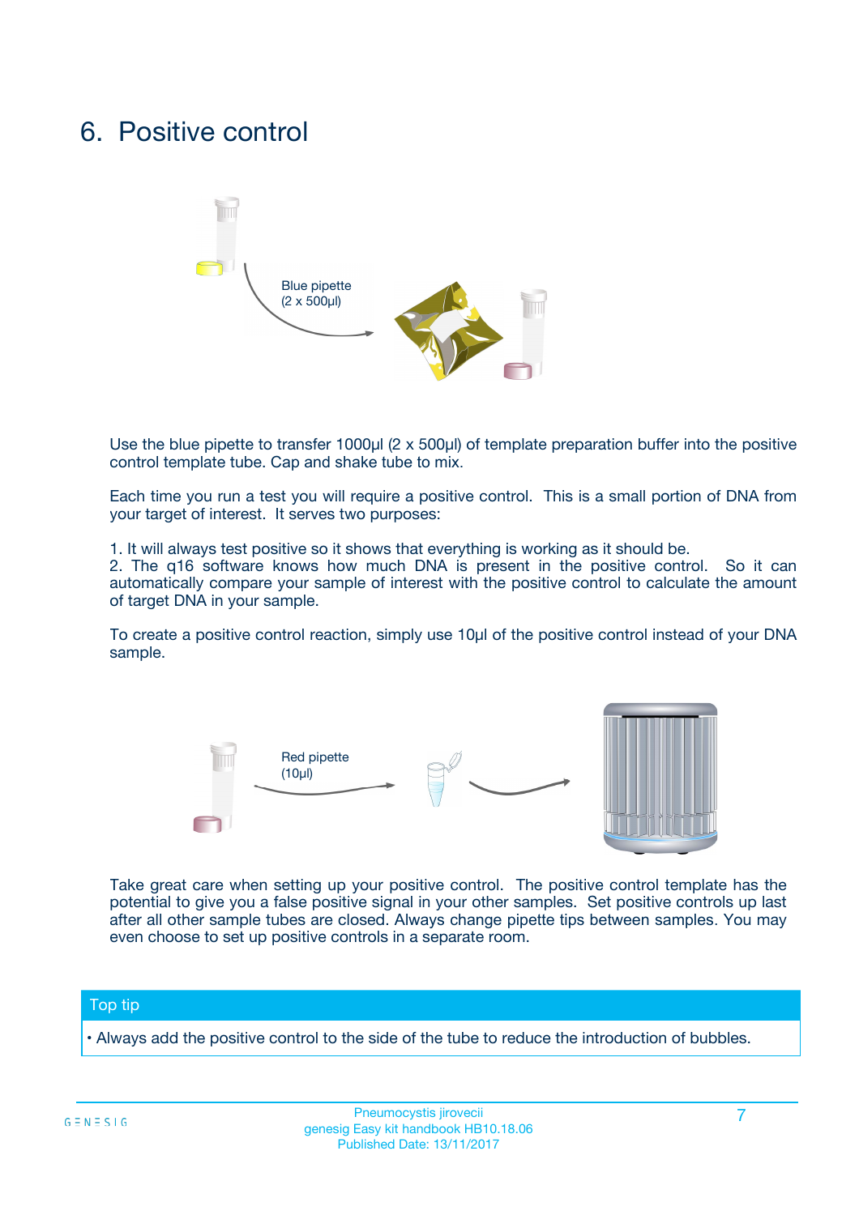# 6. Positive control

Blue pipette
(2 x 500µl)

Use the blue pipette to transfer 1000µl (2 x 500µl) of template preparation buffer into the positive control template tube. Cap and shake tube to mix.

Each time you run a test you will require a positive control. This is a small portion of DNA from your target of interest. It serves two purposes:

1. It will always test positive so it shows that everything is working as it should be.
2. The q16 software knows how much DNA is present in the positive control. So it can automatically compare your sample of interest with the positive control to calculate the amount of target DNA in your sample.

To create a positive control reaction, simply use 10µl of the positive control instead of your DNA sample.

Red pipette
(10µl)

Take great care when setting up your positive control. The positive control template has the potential to give you a false positive signal in your other samples. Set positive controls up last after all other sample tubes are closed. Always change pipette tips between samples. You may even choose to set up positive controls in a separate room.

## Top tip

• Always add the positive control to the side of the tube to reduce the introduction of bubbles.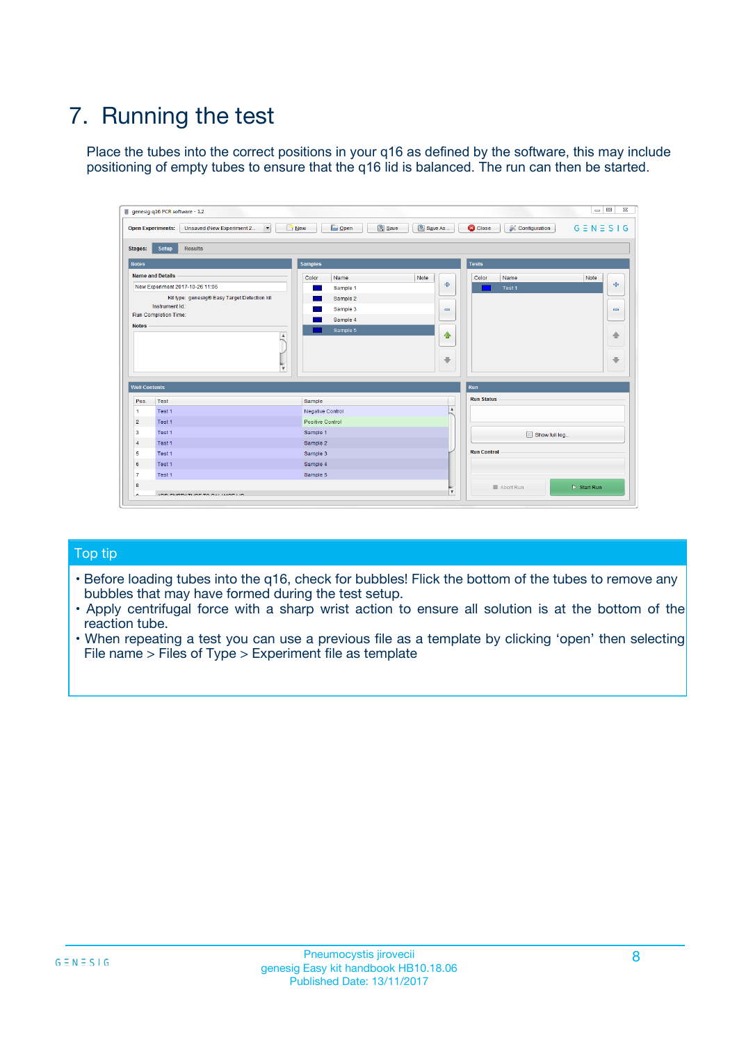# 7. Running the test

Place the tubes into the correct positions in your q16 as defined by the software, this may include positioning of empty tubes to ensure that the q16 lid is balanced. The run can then be started.

## Top tip

- Before loading tubes into the q16, check for bubbles! Flick the bottom of the tubes to remove any bubbles that may have formed during the test setup.
- Apply centrifugal force with a sharp wrist action to ensure all solution is at the bottom of the reaction tube.
- When repeating a test you can use a previous file as a template by clicking 'open' then selecting File name > Files of Type > Experiment file as template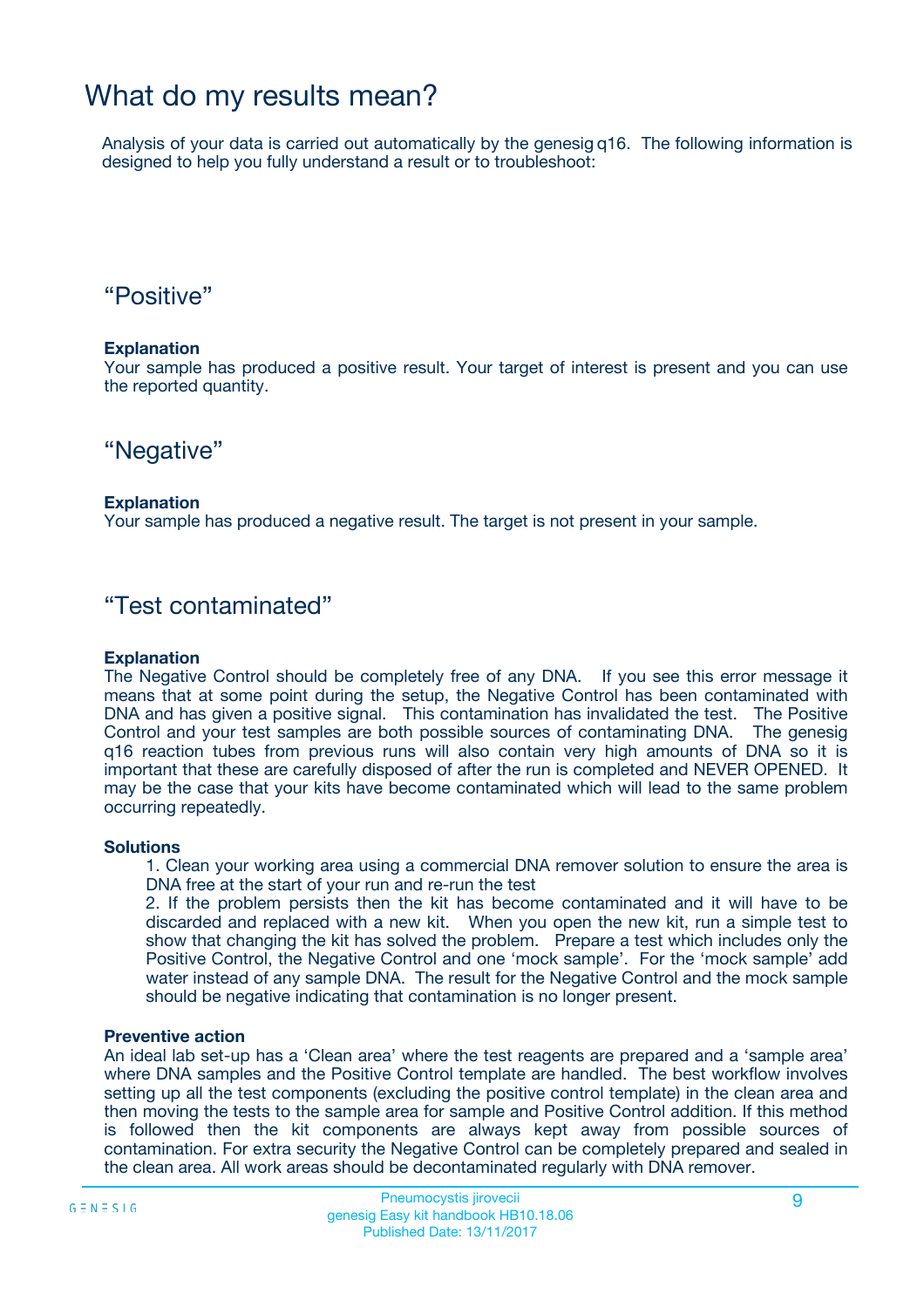# What do my results mean?

Analysis of your data is carried out automatically by the genesig q16. The following information is designed to help you fully understand a result or to troubleshoot:

## “Positive”

**Explanation**

Your sample has produced a positive result. Your target of interest is present and you can use the reported quantity.

## “Negative”

**Explanation**

Your sample has produced a negative result. The target is not present in your sample.

## “Test contaminated”

**Explanation**

The Negative Control should be completely free of any DNA. If you see this error message it means that at some point during the setup, the Negative Control has been contaminated with DNA and has given a positive signal. This contamination has invalidated the test. The Positive Control and your test samples are both possible sources of contaminating DNA. The genesig q16 reaction tubes from previous runs will also contain very high amounts of DNA so it is important that these are carefully disposed of after the run is completed and NEVER OPENED. It may be the case that your kits have become contaminated which will lead to the same problem occurring repeatedly.

**Solutions**

1. Clean your working area using a commercial DNA remover solution to ensure the area is DNA free at the start of your run and re-run the test
2. If the problem persists then the kit has become contaminated and it will have to be discarded and replaced with a new kit. When you open the new kit, run a simple test to show that changing the kit has solved the problem. Prepare a test which includes only the Positive Control, the Negative Control and one ‘mock sample’. For the ‘mock sample’ add water instead of any sample DNA. The result for the Negative Control and the mock sample should be negative indicating that contamination is no longer present.

**Preventive action**

An ideal lab set-up has a ‘Clean area’ where the test reagents are prepared and a ‘sample area’ where DNA samples and the Positive Control template are handled. The best workflow involves setting up all the test components (excluding the positive control template) in the clean area and then moving the tests to the sample area for sample and Positive Control addition. If this method is followed then the kit components are always kept away from possible sources of contamination. For extra security the Negative Control can be completely prepared and sealed in the clean area. All work areas should be decontaminated regularly with DNA remover.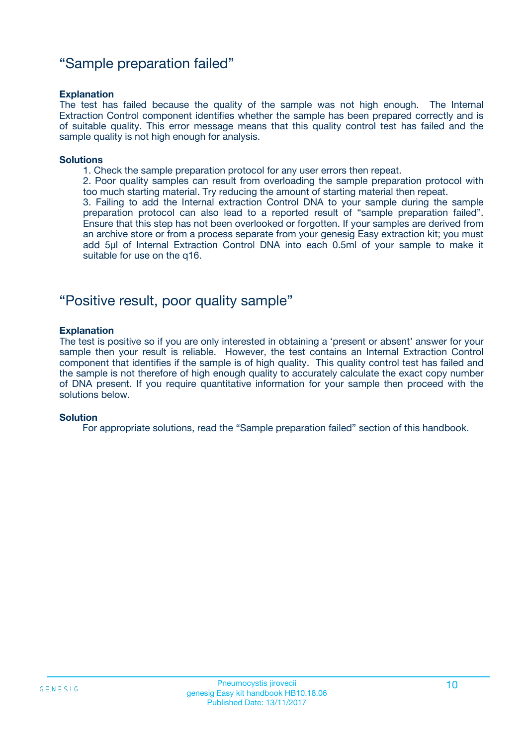## "Sample preparation failed"

**Explanation**
The test has failed because the quality of the sample was not high enough. The Internal Extraction Control component identifies whether the sample has been prepared correctly and is of suitable quality. This error message means that this quality control test has failed and the sample quality is not high enough for analysis.

**Solutions**

1. Check the sample preparation protocol for any user errors then repeat.
2. Poor quality samples can result from overloading the sample preparation protocol with too much starting material. Try reducing the amount of starting material then repeat.
3. Failing to add the Internal extraction Control DNA to your sample during the sample preparation protocol can also lead to a reported result of "sample preparation failed". Ensure that this step has not been overlooked or forgotten. If your samples are derived from an archive store or from a process separate from your genesig Easy extraction kit; you must add 5µl of Internal Extraction Control DNA into each 0.5ml of your sample to make it suitable for use on the q16.

## "Positive result, poor quality sample"

**Explanation**
The test is positive so if you are only interested in obtaining a 'present or absent' answer for your sample then your result is reliable. However, the test contains an Internal Extraction Control component that identifies if the sample is of high quality. This quality control test has failed and the sample is not therefore of high enough quality to accurately calculate the exact copy number of DNA present. If you require quantitative information for your sample then proceed with the solutions below.

**Solution**
For appropriate solutions, read the "Sample preparation failed" section of this handbook.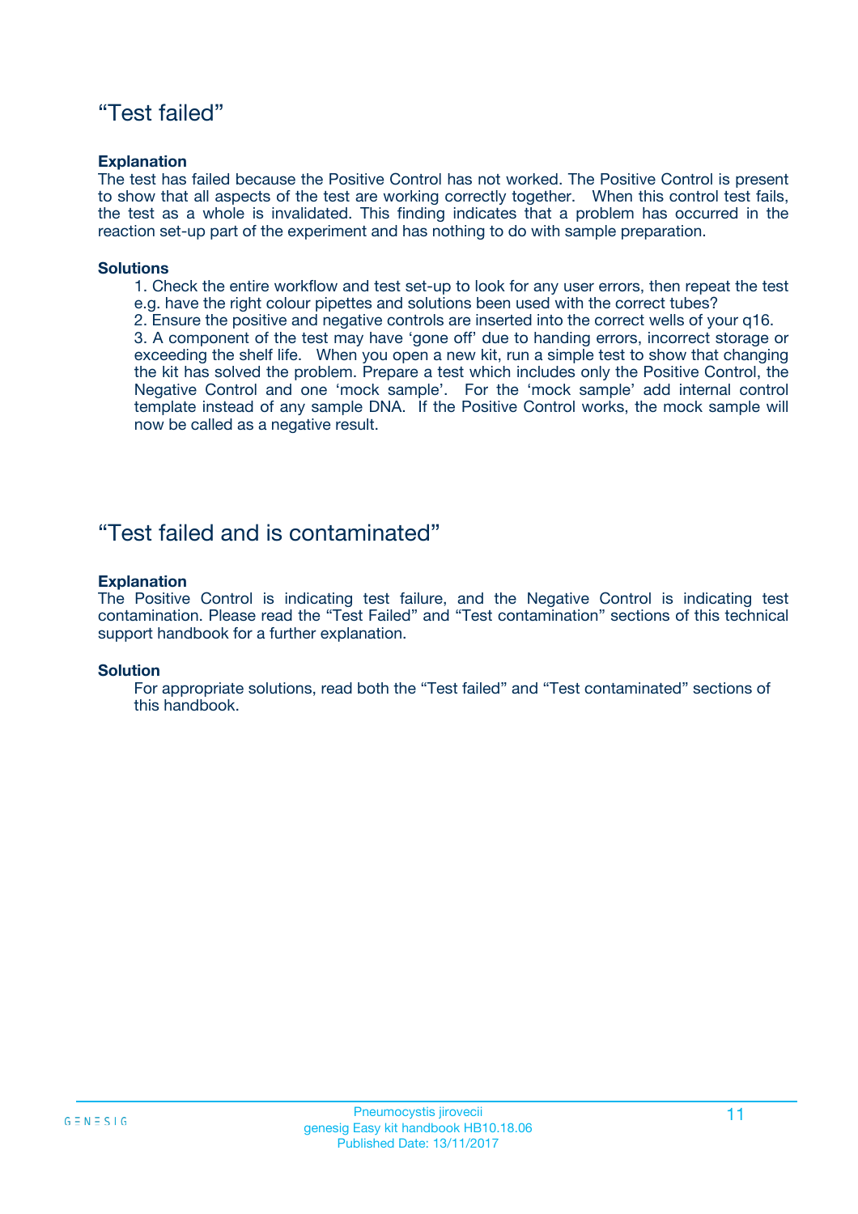## “Test failed”

**Explanation**

The test has failed because the Positive Control has not worked. The Positive Control is present to show that all aspects of the test are working correctly together. When this control test fails, the test as a whole is invalidated. This finding indicates that a problem has occurred in the reaction set-up part of the experiment and has nothing to do with sample preparation.

**Solutions**

1. Check the entire workflow and test set-up to look for any user errors, then repeat the test e.g. have the right colour pipettes and solutions been used with the correct tubes?
2. Ensure the positive and negative controls are inserted into the correct wells of your q16.
3. A component of the test may have ‘gone off’ due to handing errors, incorrect storage or exceeding the shelf life. When you open a new kit, run a simple test to show that changing the kit has solved the problem. Prepare a test which includes only the Positive Control, the Negative Control and one ‘mock sample’. For the ‘mock sample’ add internal control template instead of any sample DNA. If the Positive Control works, the mock sample will now be called as a negative result.

## “Test failed and is contaminated”

**Explanation**

The Positive Control is indicating test failure, and the Negative Control is indicating test contamination. Please read the “Test Failed” and “Test contamination” sections of this technical support handbook for a further explanation.

**Solution**

For appropriate solutions, read both the “Test failed” and “Test contaminated” sections of this handbook.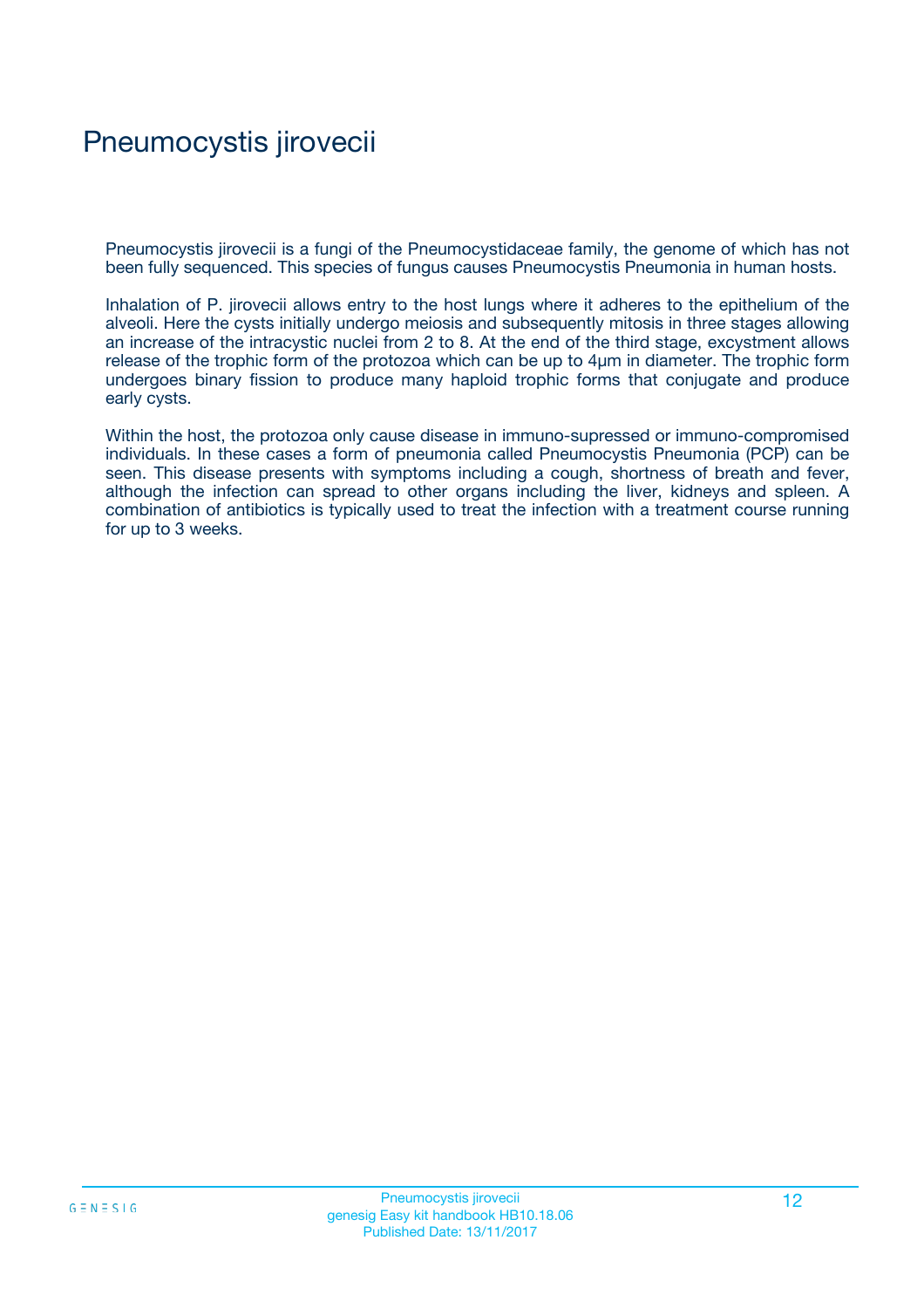# Pneumocystis jirovecii

Pneumocystis jirovecii is a fungi of the Pneumocystidaceae family, the genome of which has not been fully sequenced. This species of fungus causes Pneumocystis Pneumonia in human hosts.

Inhalation of P. jirovecii allows entry to the host lungs where it adheres to the epithelium of the alveoli. Here the cysts initially undergo meiosis and subsequently mitosis in three stages allowing an increase of the intracystic nuclei from 2 to 8. At the end of the third stage, excystment allows release of the trophic form of the protozoa which can be up to 4µm in diameter. The trophic form undergoes binary fission to produce many haploid trophic forms that conjugate and produce early cysts.

Within the host, the protozoa only cause disease in immuno-supressed or immuno-compromised individuals. In these cases a form of pneumonia called Pneumocystis Pneumonia (PCP) can be seen. This disease presents with symptoms including a cough, shortness of breath and fever, although the infection can spread to other organs including the liver, kidneys and spleen. A combination of antibiotics is typically used to treat the infection with a treatment course running for up to 3 weeks.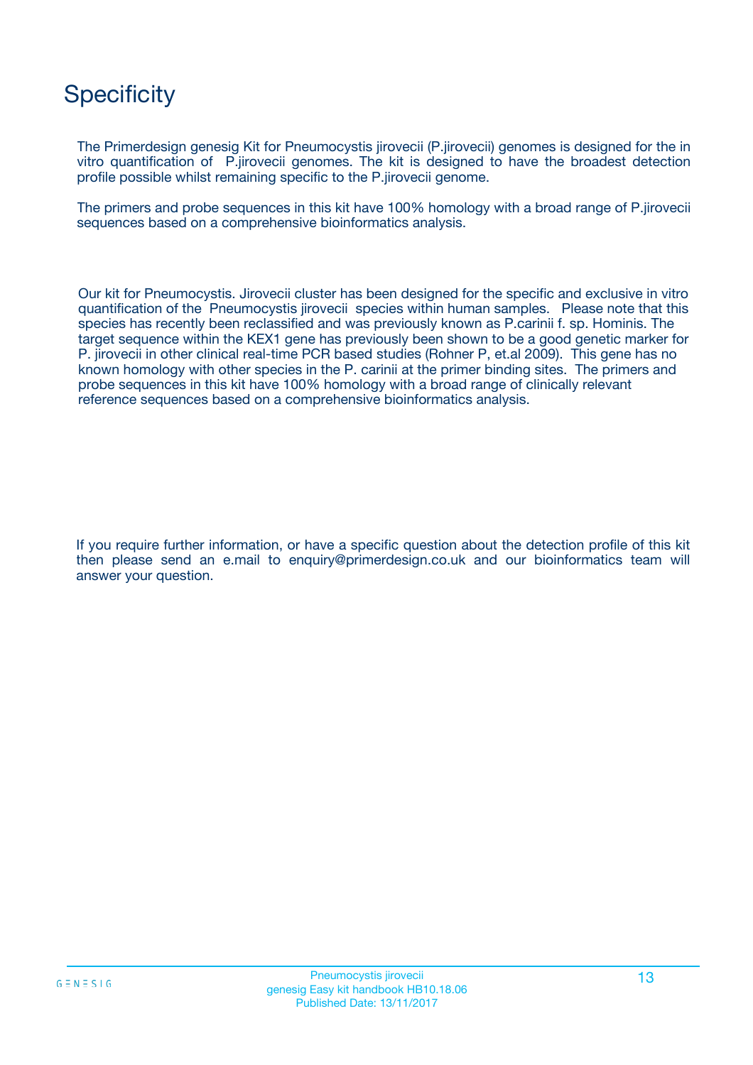# Specificity

The Primerdesign genesig Kit for Pneumocystis jirovecii (P.jirovecii) genomes is designed for the in vitro quantification of P.jirovecii genomes. The kit is designed to have the broadest detection profile possible whilst remaining specific to the P.jirovecii genome.

The primers and probe sequences in this kit have 100% homology with a broad range of P.jirovecii sequences based on a comprehensive bioinformatics analysis.

Our kit for Pneumocystis. Jirovecii cluster has been designed for the specific and exclusive in vitro quantification of the Pneumocystis jirovecii species within human samples. Please note that this species has recently been reclassified and was previously known as P.carinii f. sp. Hominis. The target sequence within the KEX1 gene has previously been shown to be a good genetic marker for P. jirovecii in other clinical real-time PCR based studies (Rohner P, et.al 2009). This gene has no known homology with other species in the P. carinii at the primer binding sites. The primers and probe sequences in this kit have 100% homology with a broad range of clinically relevant reference sequences based on a comprehensive bioinformatics analysis.

If you require further information, or have a specific question about the detection profile of this kit then please send an e.mail to enquiry@primerdesign.co.uk and our bioinformatics team will answer your question.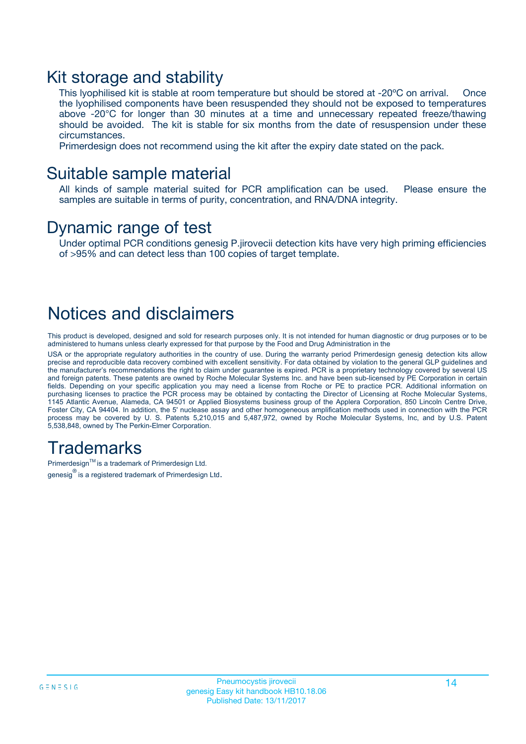# Kit storage and stability

This lyophilised kit is stable at room temperature but should be stored at -20ºC on arrival. Once the lyophilised components have been resuspended they should not be exposed to temperatures above -20°C for longer than 30 minutes at a time and unnecessary repeated freeze/thawing should be avoided. The kit is stable for six months from the date of resuspension under these circumstances.

Primerdesign does not recommend using the kit after the expiry date stated on the pack.

# Suitable sample material

All kinds of sample material suited for PCR amplification can be used. Please ensure the samples are suitable in terms of purity, concentration, and RNA/DNA integrity.

# Dynamic range of test

Under optimal PCR conditions genesig P.jirovecii detection kits have very high priming efficiencies of >95% and can detect less than 100 copies of target template.

# Notices and disclaimers

This product is developed, designed and sold for research purposes only. It is not intended for human diagnostic or drug purposes or to be administered to humans unless clearly expressed for that purpose by the Food and Drug Administration in the

USA or the appropriate regulatory authorities in the country of use. During the warranty period Primerdesign genesig detection kits allow precise and reproducible data recovery combined with excellent sensitivity. For data obtained by violation to the general GLP guidelines and the manufacturer's recommendations the right to claim under guarantee is expired. PCR is a proprietary technology covered by several US and foreign patents. These patents are owned by Roche Molecular Systems Inc. and have been sub-licensed by PE Corporation in certain fields. Depending on your specific application you may need a license from Roche or PE to practice PCR. Additional information on purchasing licenses to practice the PCR process may be obtained by contacting the Director of Licensing at Roche Molecular Systems, 1145 Atlantic Avenue, Alameda, CA 94501 or Applied Biosystems business group of the Applera Corporation, 850 Lincoln Centre Drive, Foster City, CA 94404. In addition, the 5' nuclease assay and other homogeneous amplification methods used in connection with the PCR process may be covered by U. S. Patents 5,210,015 and 5,487,972, owned by Roche Molecular Systems, Inc, and by U.S. Patent 5,538,848, owned by The Perkin-Elmer Corporation.

# Trademarks

Primerdesign™ is a trademark of Primerdesign Ltd.

genesig® is a registered trademark of Primerdesign Ltd.